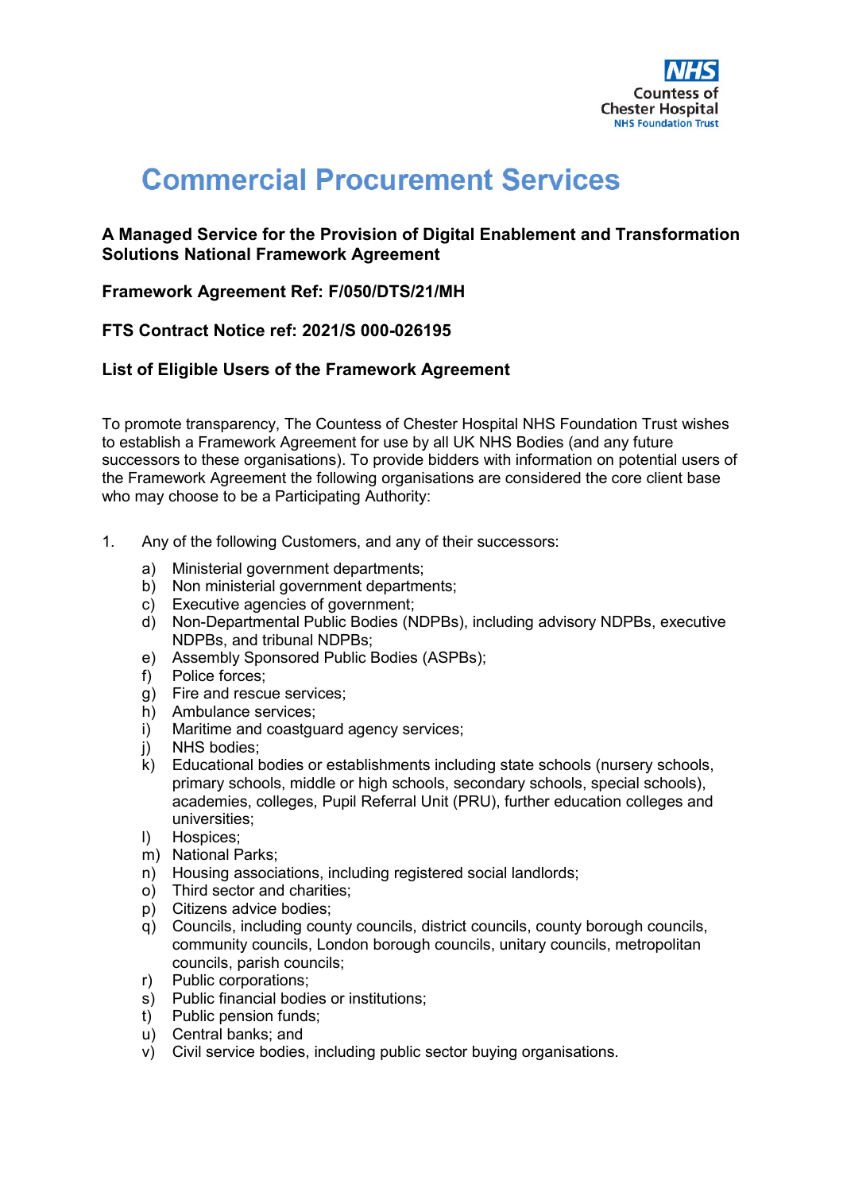NHS
Countess of Chester Hospital
NHS Foundation Trust

# Commercial Procurement Services

**A Managed Service for the Provision of Digital Enablement and Transformation Solutions National Framework Agreement**

**Framework Agreement Ref: F/050/DTS/21/MH**

**FTS Contract Notice ref: 2021/S 000-026195**

**List of Eligible Users of the Framework Agreement**

To promote transparency, The Countess of Chester Hospital NHS Foundation Trust wishes to establish a Framework Agreement for use by all UK NHS Bodies (and any future successors to these organisations). To provide bidders with information on potential users of the Framework Agreement the following organisations are considered the core client base who may choose to be a Participating Authority:

1. Any of the following Customers, and any of their successors:

   a) Ministerial government departments;
   b) Non ministerial government departments;
   c) Executive agencies of government;
   d) Non-Departmental Public Bodies (NDPBs), including advisory NDPBs, executive NDPBs, and tribunal NDPBs;
   e) Assembly Sponsored Public Bodies (ASPBs);
   f) Police forces;
   g) Fire and rescue services;
   h) Ambulance services;
   i) Maritime and coastguard agency services;
   j) NHS bodies;
   k) Educational bodies or establishments including state schools (nursery schools, primary schools, middle or high schools, secondary schools, special schools), academies, colleges, Pupil Referral Unit (PRU), further education colleges and universities;
   l) Hospices;
   m) National Parks;
   n) Housing associations, including registered social landlords;
   o) Third sector and charities;
   p) Citizens advice bodies;
   q) Councils, including county councils, district councils, county borough councils, community councils, London borough councils, unitary councils, metropolitan councils, parish councils;
   r) Public corporations;
   s) Public financial bodies or institutions;
   t) Public pension funds;
   u) Central banks; and
   v) Civil service bodies, including public sector buying organisations.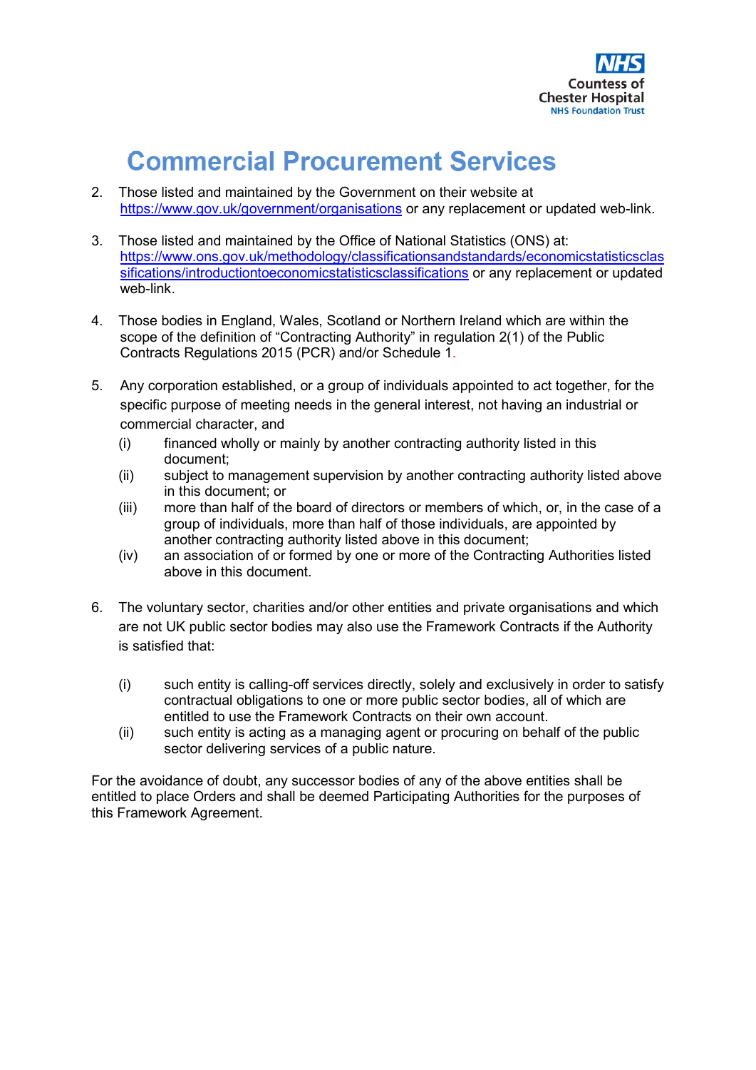# Commercial Procurement Services

2. Those listed and maintained by the Government on their website at https://www.gov.uk/government/organisations or any replacement or updated web-link.

3. Those listed and maintained by the Office of National Statistics (ONS) at: https://www.ons.gov.uk/methodology/classificationsandstandards/economicstatisticsclassifications/introductiontoeconomicstatisticsclassifications or any replacement or updated web-link.

4. Those bodies in England, Wales, Scotland or Northern Ireland which are within the scope of the definition of "Contracting Authority" in regulation 2(1) of the Public Contracts Regulations 2015 (PCR) and/or Schedule 1.

5. Any corporation established, or a group of individuals appointed to act together, for the specific purpose of meeting needs in the general interest, not having an industrial or commercial character, and
   - (i) financed wholly or mainly by another contracting authority listed in this document;
   - (ii) subject to management supervision by another contracting authority listed above in this document; or
   - (iii) more than half of the board of directors or members of which, or, in the case of a group of individuals, more than half of those individuals, are appointed by another contracting authority listed above in this document;
   - (iv) an association of or formed by one or more of the Contracting Authorities listed above in this document.

6. The voluntary sector, charities and/or other entities and private organisations and which are not UK public sector bodies may also use the Framework Contracts if the Authority is satisfied that:

   - (i) such entity is calling-off services directly, solely and exclusively in order to satisfy contractual obligations to one or more public sector bodies, all of which are entitled to use the Framework Contracts on their own account.
   - (ii) such entity is acting as a managing agent or procuring on behalf of the public sector delivering services of a public nature.

For the avoidance of doubt, any successor bodies of any of the above entities shall be entitled to place Orders and shall be deemed Participating Authorities for the purposes of this Framework Agreement.